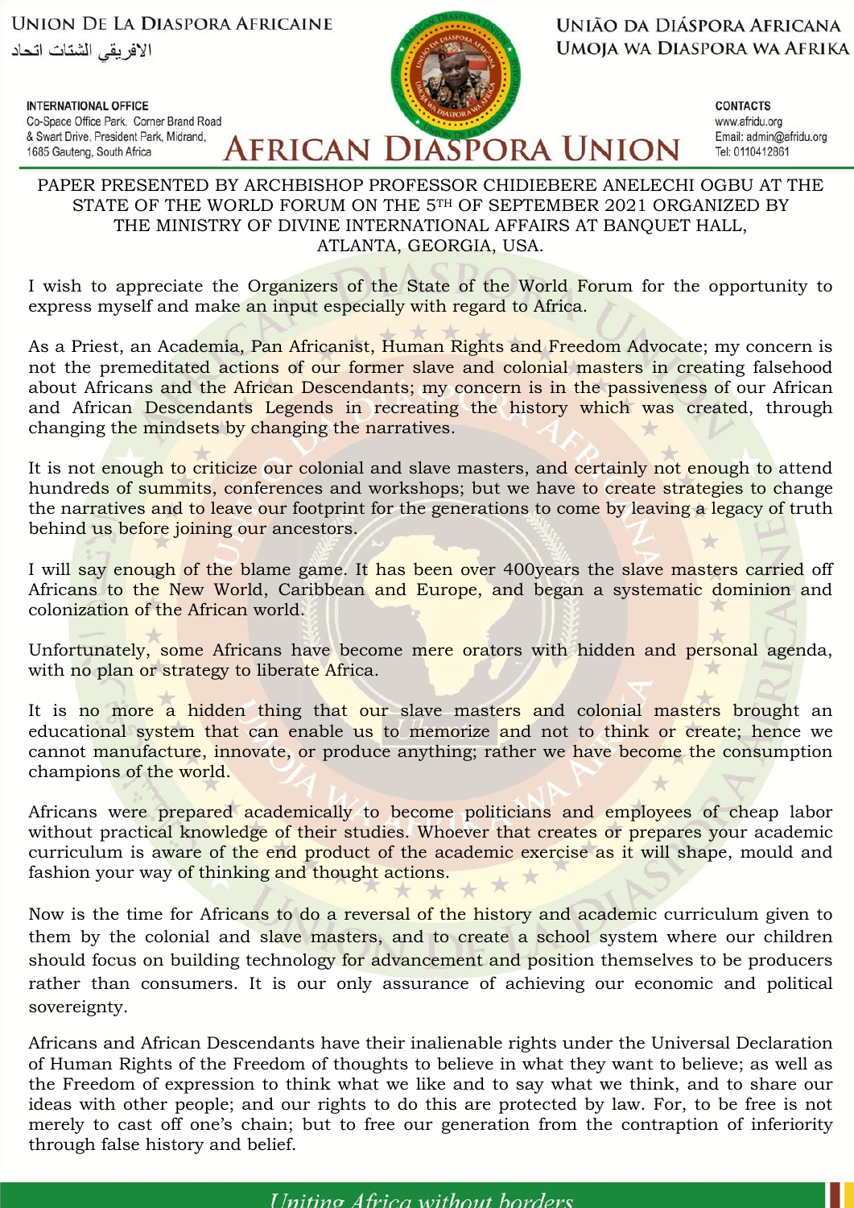UNION DE LA DIASPORA AFRICAINE
اتحاد الشتات الافريقي

UNIÃO DA DIÁSPORA AFRICANA
UMOJA WA DIASPORA WA AFRIKA

**INTERNATIONAL OFFICE**
Co-Space Office Park, Corner Brand Road
& Swart Drive, President Park, Midrand,
1685 Gauteng, South Africa

# AFRICAN DIASPORA UNION

**CONTACTS**
www.afridu.org
Email: admin@afridu.org
Tel: 0110412861

PAPER PRESENTED BY ARCHBISHOP PROFESSOR CHIDIEBERE ANELECHI OGBU AT THE STATE OF THE WORLD FORUM ON THE 5TH OF SEPTEMBER 2021 ORGANIZED BY THE MINISTRY OF DIVINE INTERNATIONAL AFFAIRS AT BANQUET HALL, ATLANTA, GEORGIA, USA.

I wish to appreciate the Organizers of the State of the World Forum for the opportunity to express myself and make an input especially with regard to Africa.

As a Priest, an Academia, Pan Africanist, Human Rights and Freedom Advocate; my concern is not the premeditated actions of our former slave and colonial masters in creating falsehood about Africans and the African Descendants; my concern is in the passiveness of our African and African Descendants Legends in recreating the history which was created, through changing the mindsets by changing the narratives.

It is not enough to criticize our colonial and slave masters, and certainly not enough to attend hundreds of summits, conferences and workshops; but we have to create strategies to change the narratives and to leave our footprint for the generations to come by leaving a legacy of truth behind us before joining our ancestors.

I will say enough of the blame game. It has been over 400years the slave masters carried off Africans to the New World, Caribbean and Europe, and began a systematic dominion and colonization of the African world.

Unfortunately, some Africans have become mere orators with hidden and personal agenda, with no plan or strategy to liberate Africa.

It is no more a hidden thing that our slave masters and colonial masters brought an educational system that can enable us to memorize and not to think or create; hence we cannot manufacture, innovate, or produce anything; rather we have become the consumption champions of the world.

Africans were prepared academically to become politicians and employees of cheap labor without practical knowledge of their studies. Whoever that creates or prepares your academic curriculum is aware of the end product of the academic exercise as it will shape, mould and fashion your way of thinking and thought actions.

Now is the time for Africans to do a reversal of the history and academic curriculum given to them by the colonial and slave masters, and to create a school system where our children should focus on building technology for advancement and position themselves to be producers rather than consumers. It is our only assurance of achieving our economic and political sovereignty.

Africans and African Descendants have their inalienable rights under the Universal Declaration of Human Rights of the Freedom of thoughts to believe in what they want to believe; as well as the Freedom of expression to think what we like and to say what we think, and to share our ideas with other people; and our rights to do this are protected by law. For, to be free is not merely to cast off one's chain; but to free our generation from the contraption of inferiority through false history and belief.

*Uniting Africa without borders*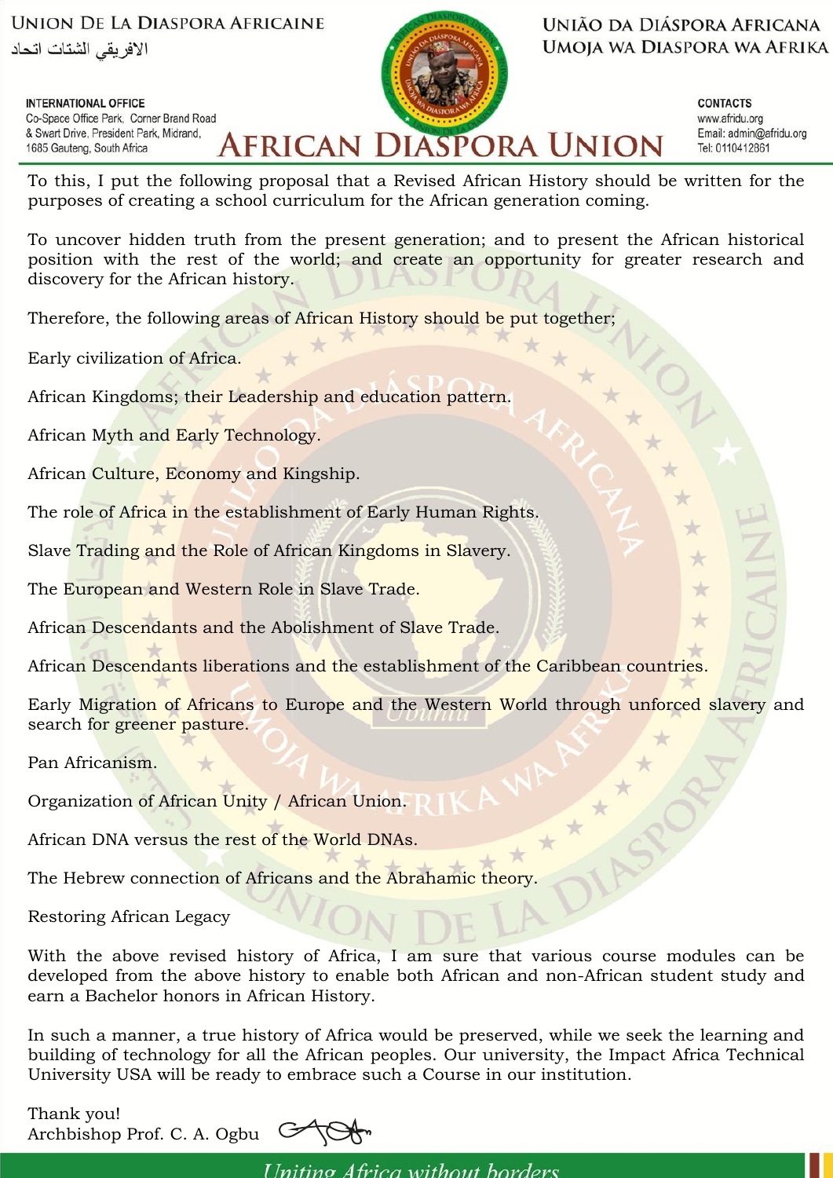To this, I put the following proposal that a Revised African History should be written for the purposes of creating a school curriculum for the African generation coming.

To uncover hidden truth from the present generation; and to present the African historical position with the rest of the world; and create an opportunity for greater research and discovery for the African history.

Therefore, the following areas of African History should be put together;

Early civilization of Africa.

African Kingdoms; their Leadership and education pattern.

African Myth and Early Technology.

African Culture, Economy and Kingship.

The role of Africa in the establishment of Early Human Rights.

Slave Trading and the Role of African Kingdoms in Slavery.

The European and Western Role in Slave Trade.

African Descendants and the Abolishment of Slave Trade.

African Descendants liberations and the establishment of the Caribbean countries.

Early Migration of Africans to Europe and the Western World through unforced slavery and search for greener pasture.

Pan Africanism.

Organization of African Unity / African Union.

African DNA versus the rest of the World DNAs.

The Hebrew connection of Africans and the Abrahamic theory.

Restoring African Legacy

With the above revised history of Africa, I am sure that various course modules can be developed from the above history to enable both African and non-African student study and earn a Bachelor honors in African History.

In such a manner, a true history of Africa would be preserved, while we seek the learning and building of technology for all the African peoples. Our university, the Impact Africa Technical University USA will be ready to embrace such a Course in our institution.

Thank you!
Archbishop Prof. C. A. Ogbu